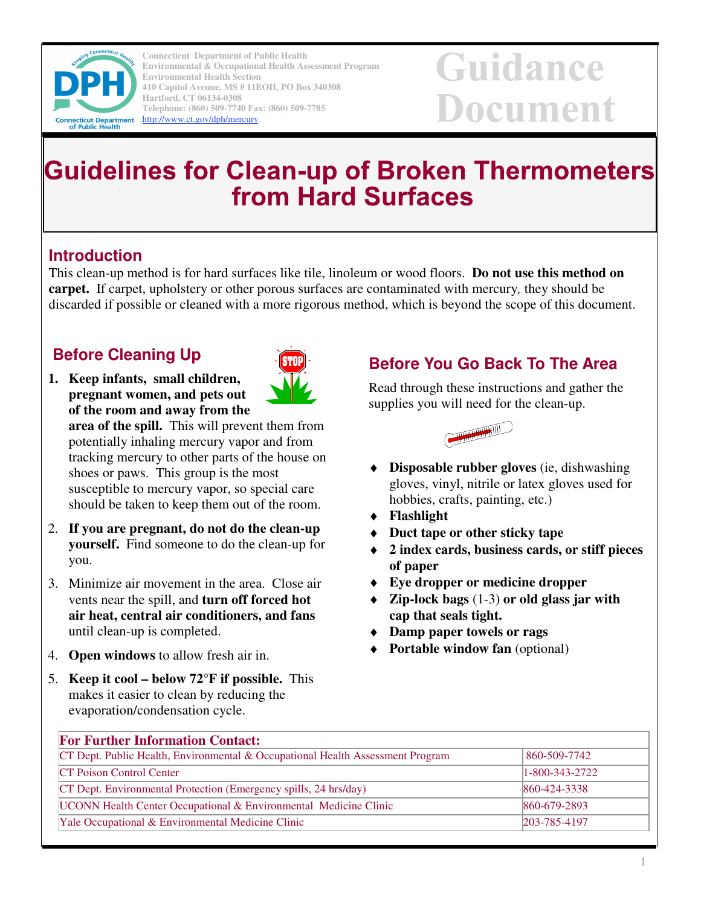Connecticut Department of Public Health
Environmental & Occupational Health Assessment Program
Environmental Health Section
410 Capitol Avenue, MS # 11EOH, PO Box 340308
Hartford, CT 06134-0308
Telephone: (860) 509-7740 Fax: (860) 509-7785
http://www.ct.gov/dph/mercury

**Guidance Document**

# Guidelines for Clean-up of Broken Thermometers from Hard Surfaces

## Introduction

This clean-up method is for hard surfaces like tile, linoleum or wood floors. **Do not use this method on carpet.** If carpet, upholstery or other porous surfaces are contaminated with mercury, they should be discarded if possible or cleaned with a more rigorous method, which is beyond the scope of this document.

## Before Cleaning Up

1. **Keep infants, small children, pregnant women, and pets out of the room and away from the area of the spill.** This will prevent them from potentially inhaling mercury vapor and from tracking mercury to other parts of the house on shoes or paws. This group is the most susceptible to mercury vapor, so special care should be taken to keep them out of the room.
2. **If you are pregnant, do not do the clean-up yourself.** Find someone to do the clean-up for you.
3. Minimize air movement in the area. Close air vents near the spill, and **turn off forced hot air heat, central air conditioners, and fans** until clean-up is completed.
4. **Open windows** to allow fresh air in.
5. **Keep it cool – below 72°F if possible.** This makes it easier to clean by reducing the evaporation/condensation cycle.

## Before You Go Back To The Area

Read through these instructions and gather the supplies you will need for the clean-up.

- **Disposable rubber gloves** (ie, dishwashing gloves, vinyl, nitrile or latex gloves used for hobbies, crafts, painting, etc.)
- **Flashlight**
- **Duct tape or other sticky tape**
- **2 index cards, business cards, or stiff pieces of paper**
- **Eye dropper or medicine dropper**
- **Zip-lock bags** (1-3) **or old glass jar with cap that seals tight.**
- **Damp paper towels or rags**
- **Portable window fan** (optional)

| For Further Information Contact: | |
|---|---|
| CT Dept. Public Health, Environmental & Occupational Health Assessment Program | 860-509-7742 |
| CT Poison Control Center | 1-800-343-2722 |
| CT Dept. Environmental Protection (Emergency spills, 24 hrs/day) | 860-424-3338 |
| UCONN Health Center Occupational & Environmental Medicine Clinic | 860-679-2893 |
| Yale Occupational & Environmental Medicine Clinic | 203-785-4197 |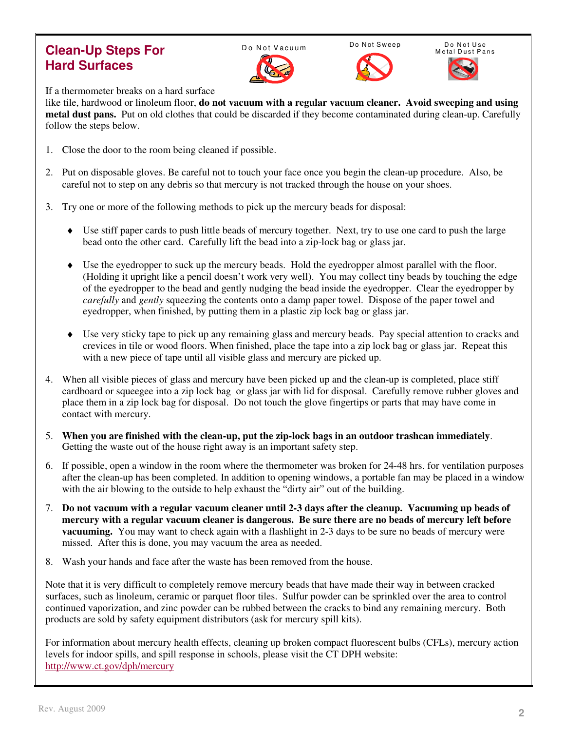## Clean-Up Steps For Hard Surfaces

Do Not Vacuum

Do Not Sweep

Do Not Use Metal Dust Pans

If a thermometer breaks on a hard surface like tile, hardwood or linoleum floor, **do not vacuum with a regular vacuum cleaner. Avoid sweeping and using metal dust pans.** Put on old clothes that could be discarded if they become contaminated during clean-up. Carefully follow the steps below.

1. Close the door to the room being cleaned if possible.

2. Put on disposable gloves. Be careful not to touch your face once you begin the clean-up procedure. Also, be careful not to step on any debris so that mercury is not tracked through the house on your shoes.

3. Try one or more of the following methods to pick up the mercury beads for disposal:

   - Use stiff paper cards to push little beads of mercury together. Next, try to use one card to push the large bead onto the other card. Carefully lift the bead into a zip-lock bag or glass jar.

   - Use the eyedropper to suck up the mercury beads. Hold the eyedropper almost parallel with the floor. (Holding it upright like a pencil doesn't work very well). You may collect tiny beads by touching the edge of the eyedropper to the bead and gently nudging the bead inside the eyedropper. Clear the eyedropper by *carefully* and *gently* squeezing the contents onto a damp paper towel. Dispose of the paper towel and eyedropper, when finished, by putting them in a plastic zip lock bag or glass jar.

   - Use very sticky tape to pick up any remaining glass and mercury beads. Pay special attention to cracks and crevices in tile or wood floors. When finished, place the tape into a zip lock bag or glass jar. Repeat this with a new piece of tape until all visible glass and mercury are picked up.

4. When all visible pieces of glass and mercury have been picked up and the clean-up is completed, place stiff cardboard or squeegee into a zip lock bag or glass jar with lid for disposal. Carefully remove rubber gloves and place them in a zip lock bag for disposal. Do not touch the glove fingertips or parts that may have come in contact with mercury.

5. **When you are finished with the clean-up, put the zip-lock bags in an outdoor trashcan immediately**. Getting the waste out of the house right away is an important safety step.

6. If possible, open a window in the room where the thermometer was broken for 24-48 hrs. for ventilation purposes after the clean-up has been completed. In addition to opening windows, a portable fan may be placed in a window with the air blowing to the outside to help exhaust the "dirty air" out of the building.

7. **Do not vacuum with a regular vacuum cleaner until 2-3 days after the cleanup. Vacuuming up beads of mercury with a regular vacuum cleaner is dangerous. Be sure there are no beads of mercury left before vacuuming.** You may want to check again with a flashlight in 2-3 days to be sure no beads of mercury were missed. After this is done, you may vacuum the area as needed.

8. Wash your hands and face after the waste has been removed from the house.

Note that it is very difficult to completely remove mercury beads that have made their way in between cracked surfaces, such as linoleum, ceramic or parquet floor tiles. Sulfur powder can be sprinkled over the area to control continued vaporization, and zinc powder can be rubbed between the cracks to bind any remaining mercury. Both products are sold by safety equipment distributors (ask for mercury spill kits).

For information about mercury health effects, cleaning up broken compact fluorescent bulbs (CFLs), mercury action levels for indoor spills, and spill response in schools, please visit the CT DPH website: http://www.ct.gov/dph/mercury

Rev. August 2009